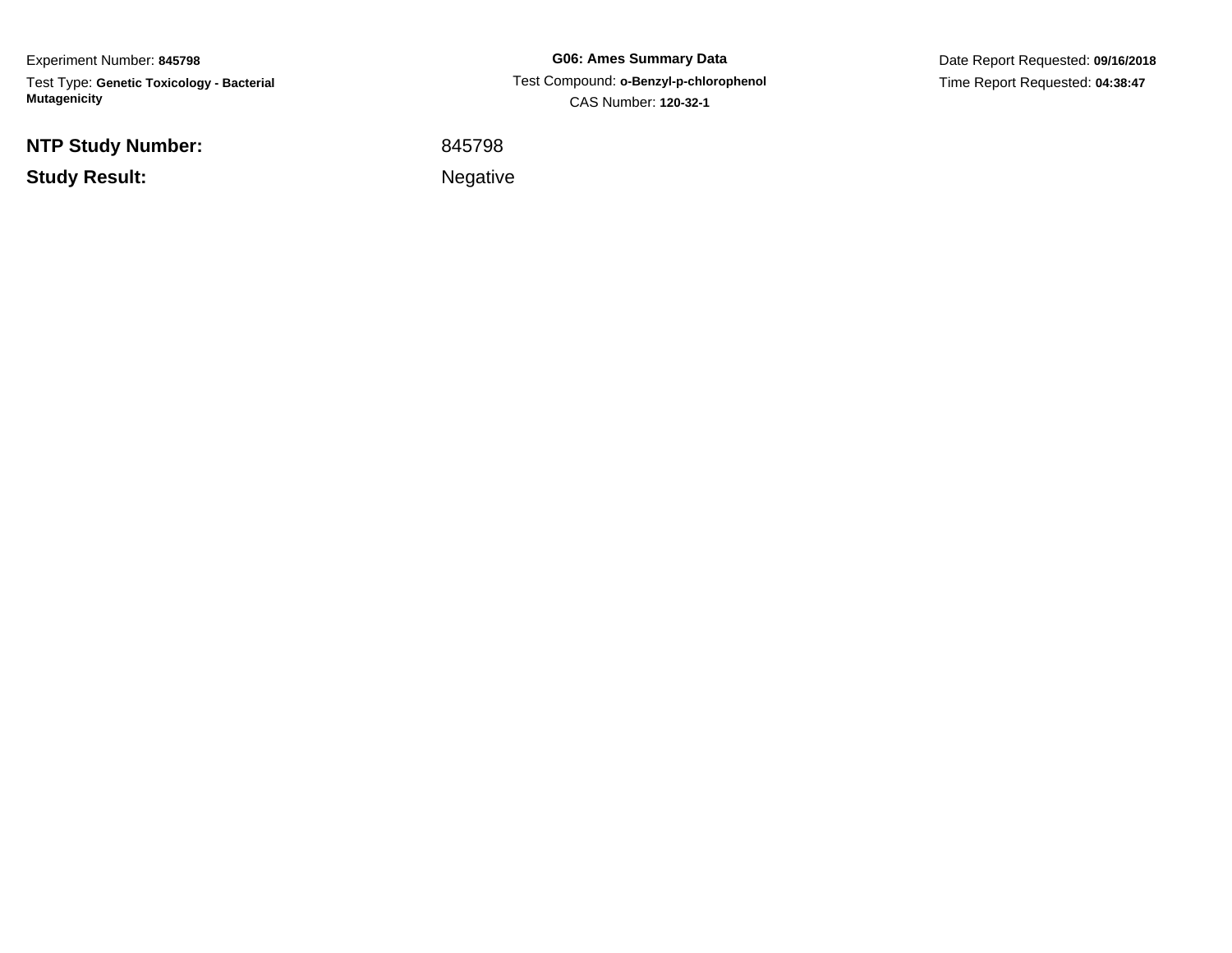Experiment Number: **845798**

Test Type: **Genetic Toxicology - Bacterial Mutagenicity**

**G06: Ames Summary Data**

Test Compound: **o-Benzyl-p-chlorophenol**

CAS Number: **120-32-1**

Date Report Requested: **09/16/2018**

Time Report Requested: **04:38:47**

| | |
|---|---|
| **NTP Study Number:** | 845798 |
| **Study Result:** | Negative |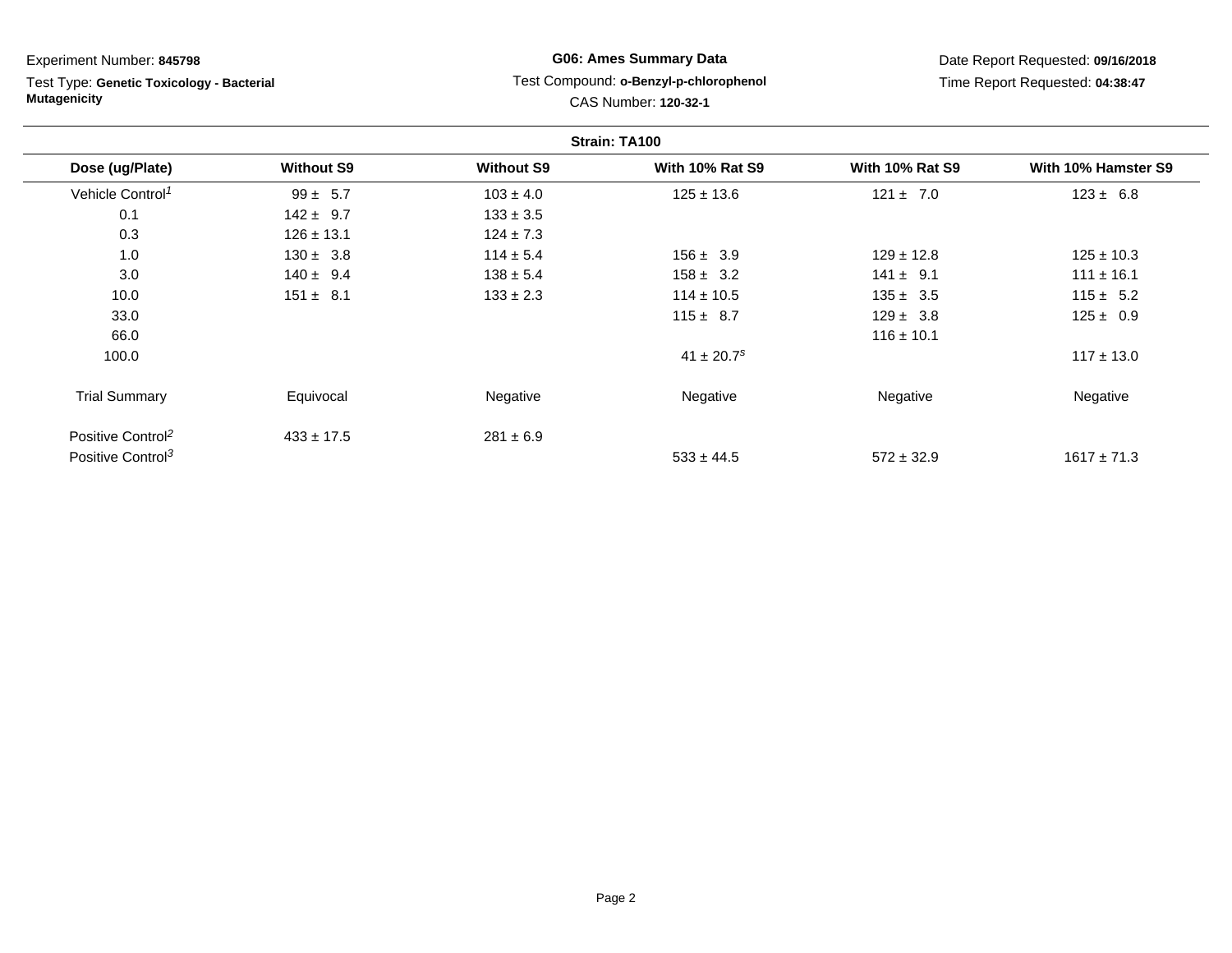Experiment Number: **845798**

Test Type: **Genetic Toxicology - Bacterial Mutagenicity**

**G06: Ames Summary Data**

Test Compound: **o-Benzyl-p-chlorophenol**

CAS Number: **120-32-1**

Date Report Requested: **09/16/2018**

Time Report Requested: **04:38:47**

**Strain: TA100**

| Dose (ug/Plate) | Without S9 | Without S9 | With 10% Rat S9 | With 10% Rat S9 | With 10% Hamster S9 |
|---|---|---|---|---|---|
| Vehicle Control[1] | 99 ± 5.7 | 103 ± 4.0 | 125 ± 13.6 | 121 ± 7.0 | 123 ± 6.8 |
| 0.1 | 142 ± 9.7 | 133 ± 3.5 | | | |
| 0.3 | 126 ± 13.1 | 124 ± 7.3 | | | |
| 1.0 | 130 ± 3.8 | 114 ± 5.4 | 156 ± 3.9 | 129 ± 12.8 | 125 ± 10.3 |
| 3.0 | 140 ± 9.4 | 138 ± 5.4 | 158 ± 3.2 | 141 ± 9.1 | 111 ± 16.1 |
| 10.0 | 151 ± 8.1 | 133 ± 2.3 | 114 ± 10.5 | 135 ± 3.5 | 115 ± 5.2 |
| 33.0 | | | 115 ± 8.7 | 129 ± 3.8 | 125 ± 0.9 |
| 66.0 | | | | 116 ± 10.1 | |
| 100.0 | | | 41 ± 20.7[s] | | 117 ± 13.0 |
| Trial Summary | Equivocal | Negative | Negative | Negative | Negative |
| Positive Control[2] | 433 ± 17.5 | 281 ± 6.9 | | | |
| Positive Control[3] | | | 533 ± 44.5 | 572 ± 32.9 | 1617 ± 71.3 |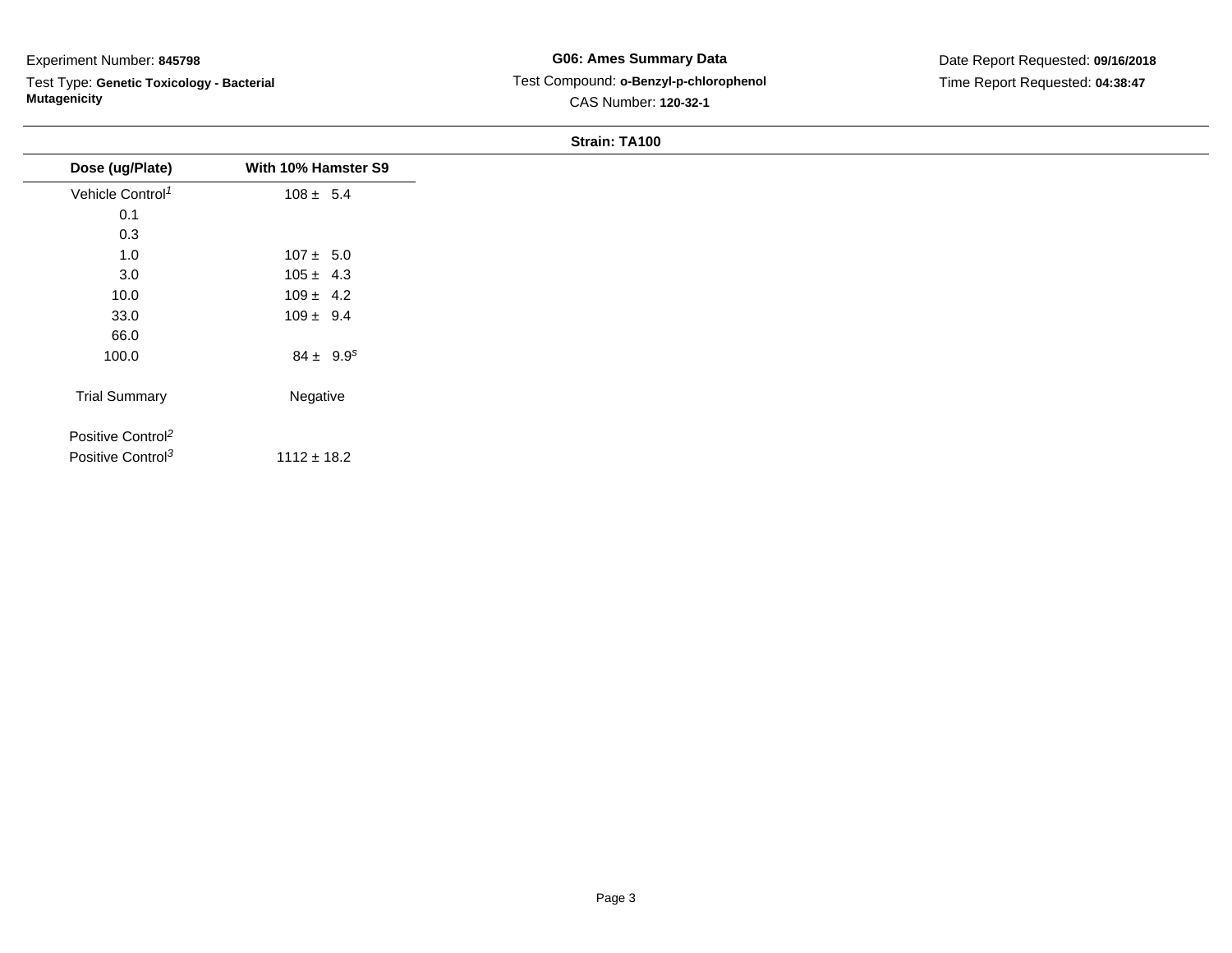Experiment Number: **845798**

Test Type: **Genetic Toxicology - Bacterial Mutagenicity**

**G06: Ames Summary Data**

Test Compound: **o-Benzyl-p-chlorophenol**

CAS Number: **120-32-1**

Date Report Requested: **09/16/2018**

Time Report Requested: **04:38:47**

**Strain: TA100**

| Dose (ug/Plate) | With 10% Hamster S9 |
|---|---|
| Vehicle Control[1] | 108 ± 5.4 |
| 0.1 | |
| 0.3 | |
| 1.0 | 107 ± 5.0 |
| 3.0 | 105 ± 4.3 |
| 10.0 | 109 ± 4.2 |
| 33.0 | 109 ± 9.4 |
| 66.0 | |
| 100.0 | 84 ± 9.9[s] |
| Trial Summary | Negative |
| Positive Control[2] | |
| Positive Control[3] | 1112 ± 18.2 |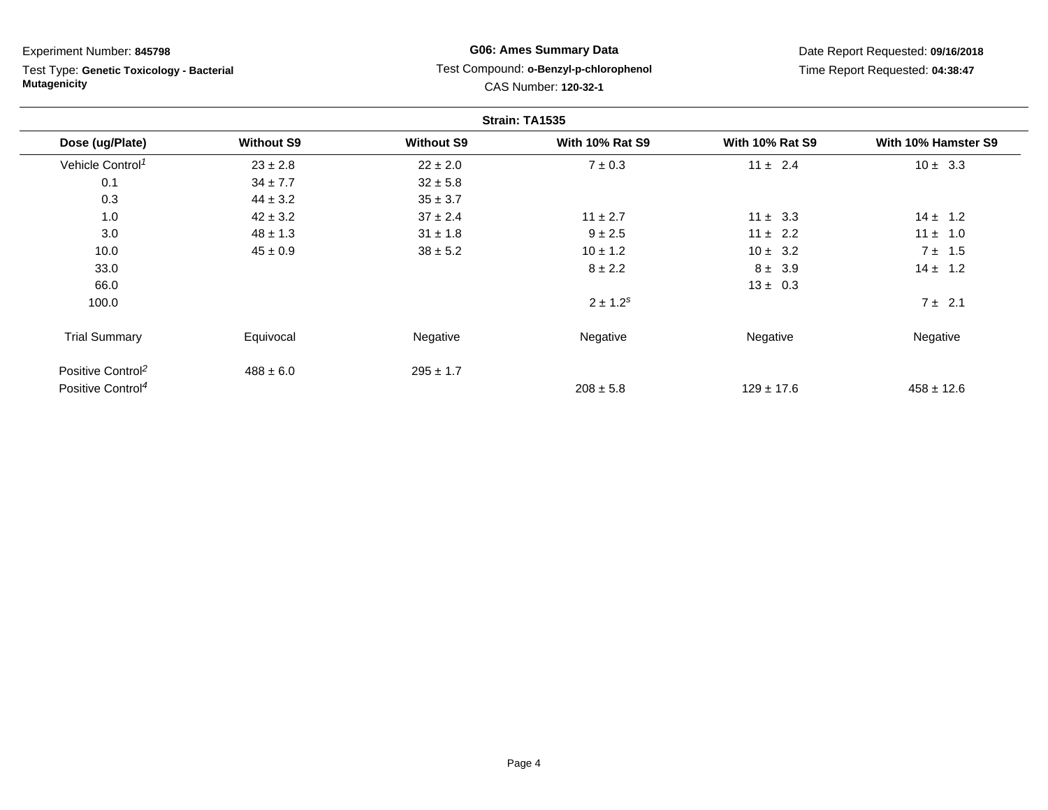Experiment Number: **845798**

Test Type: **Genetic Toxicology - Bacterial Mutagenicity**

**G06: Ames Summary Data**

Test Compound: **o-Benzyl-p-chlorophenol**

CAS Number: **120-32-1**

Date Report Requested: **09/16/2018**

Time Report Requested: **04:38:47**

**Strain: TA1535**

| Dose (ug/Plate) | Without S9 | Without S9 | With 10% Rat S9 | With 10% Rat S9 | With 10% Hamster S9 |
|---|---|---|---|---|---|
| Vehicle Control[1] | 23 ± 2.8 | 22 ± 2.0 | 7 ± 0.3 | 11 ± 2.4 | 10 ± 3.3 |
| 0.1 | 34 ± 7.7 | 32 ± 5.8 | | | |
| 0.3 | 44 ± 3.2 | 35 ± 3.7 | | | |
| 1.0 | 42 ± 3.2 | 37 ± 2.4 | 11 ± 2.7 | 11 ± 3.3 | 14 ± 1.2 |
| 3.0 | 48 ± 1.3 | 31 ± 1.8 | 9 ± 2.5 | 11 ± 2.2 | 11 ± 1.0 |
| 10.0 | 45 ± 0.9 | 38 ± 5.2 | 10 ± 1.2 | 10 ± 3.2 | 7 ± 1.5 |
| 33.0 | | | 8 ± 2.2 | 8 ± 3.9 | 14 ± 1.2 |
| 66.0 | | | | 13 ± 0.3 | |
| 100.0 | | | 2 ± 1.2[s] | | 7 ± 2.1 |
| Trial Summary | Equivocal | Negative | Negative | Negative | Negative |
| Positive Control[2] | 488 ± 6.0 | 295 ± 1.7 | | | |
| Positive Control[4] | | | 208 ± 5.8 | 129 ± 17.6 | 458 ± 12.6 |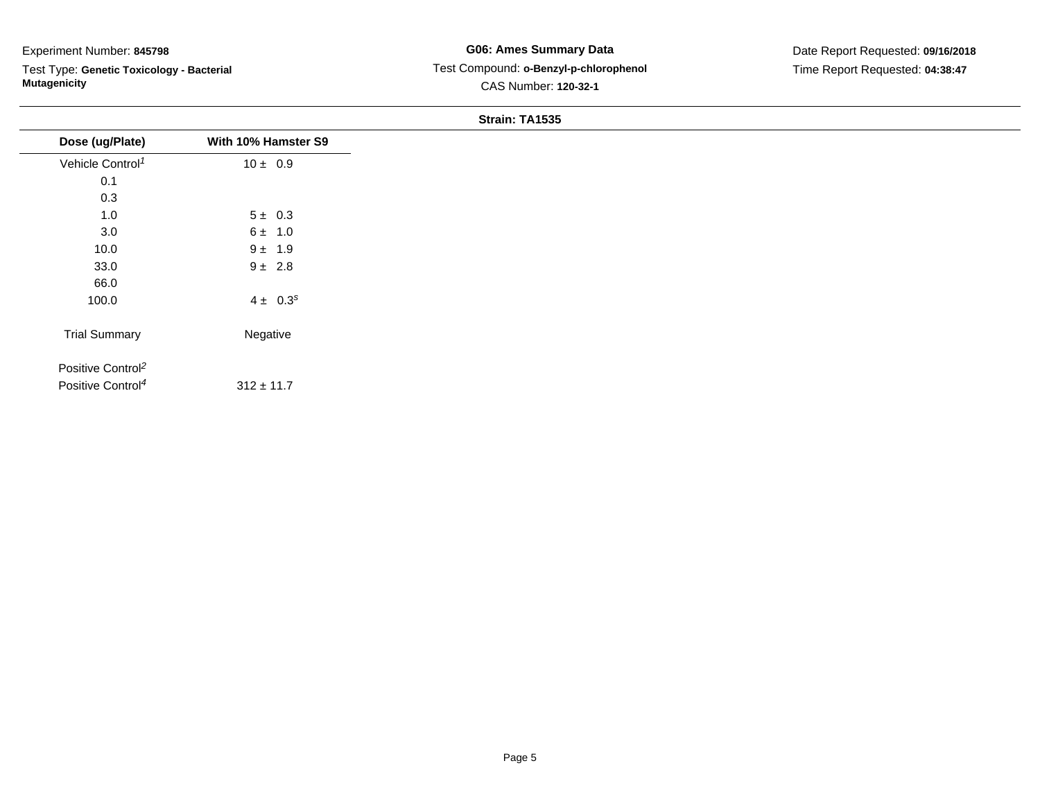Experiment Number: **845798**

Test Type: **Genetic Toxicology - Bacterial Mutagenicity**

**G06: Ames Summary Data**

Test Compound: **o-Benzyl-p-chlorophenol**

CAS Number: **120-32-1**

Date Report Requested: **09/16/2018**

Time Report Requested: **04:38:47**

**Strain: TA1535**

| Dose (ug/Plate) | With 10% Hamster S9 |
|---|---|
| Vehicle Control[1] | 10 ± 0.9 |
| 0.1 | |
| 0.3 | |
| 1.0 | 5 ± 0.3 |
| 3.0 | 6 ± 1.0 |
| 10.0 | 9 ± 1.9 |
| 33.0 | 9 ± 2.8 |
| 66.0 | |
| 100.0 | 4 ± 0.3[s] |
| Trial Summary | Negative |
| Positive Control[2] | |
| Positive Control[4] | 312 ± 11.7 |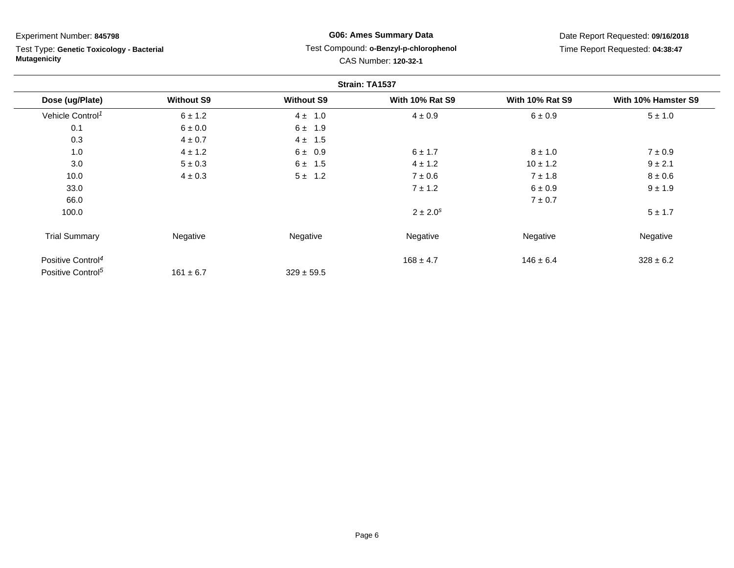Experiment Number: **845798**

Test Type: **Genetic Toxicology - Bacterial Mutagenicity**

**G06: Ames Summary Data**

Test Compound: **o-Benzyl-p-chlorophenol**

CAS Number: **120-32-1**

Date Report Requested: **09/16/2018**

Time Report Requested: **04:38:47**

**Strain: TA1537**

| Dose (ug/Plate) | Without S9 | Without S9 | With 10% Rat S9 | With 10% Rat S9 | With 10% Hamster S9 |
|---|---|---|---|---|---|
| Vehicle Control[1] | 6 ± 1.2 | 4 ± 1.0 | 4 ± 0.9 | 6 ± 0.9 | 5 ± 1.0 |
| 0.1 | 6 ± 0.0 | 6 ± 1.9 | | | |
| 0.3 | 4 ± 0.7 | 4 ± 1.5 | | | |
| 1.0 | 4 ± 1.2 | 6 ± 0.9 | 6 ± 1.7 | 8 ± 1.0 | 7 ± 0.9 |
| 3.0 | 5 ± 0.3 | 6 ± 1.5 | 4 ± 1.2 | 10 ± 1.2 | 9 ± 2.1 |
| 10.0 | 4 ± 0.3 | 5 ± 1.2 | 7 ± 0.6 | 7 ± 1.8 | 8 ± 0.6 |
| 33.0 | | | 7 ± 1.2 | 6 ± 0.9 | 9 ± 1.9 |
| 66.0 | | | | 7 ± 0.7 | |
| 100.0 | | | 2 ± 2.0[s] | | 5 ± 1.7 |
| Trial Summary | Negative | Negative | Negative | Negative | Negative |
| Positive Control[4] | | | 168 ± 4.7 | 146 ± 6.4 | 328 ± 6.2 |
| Positive Control[5] | 161 ± 6.7 | 329 ± 59.5 | | | |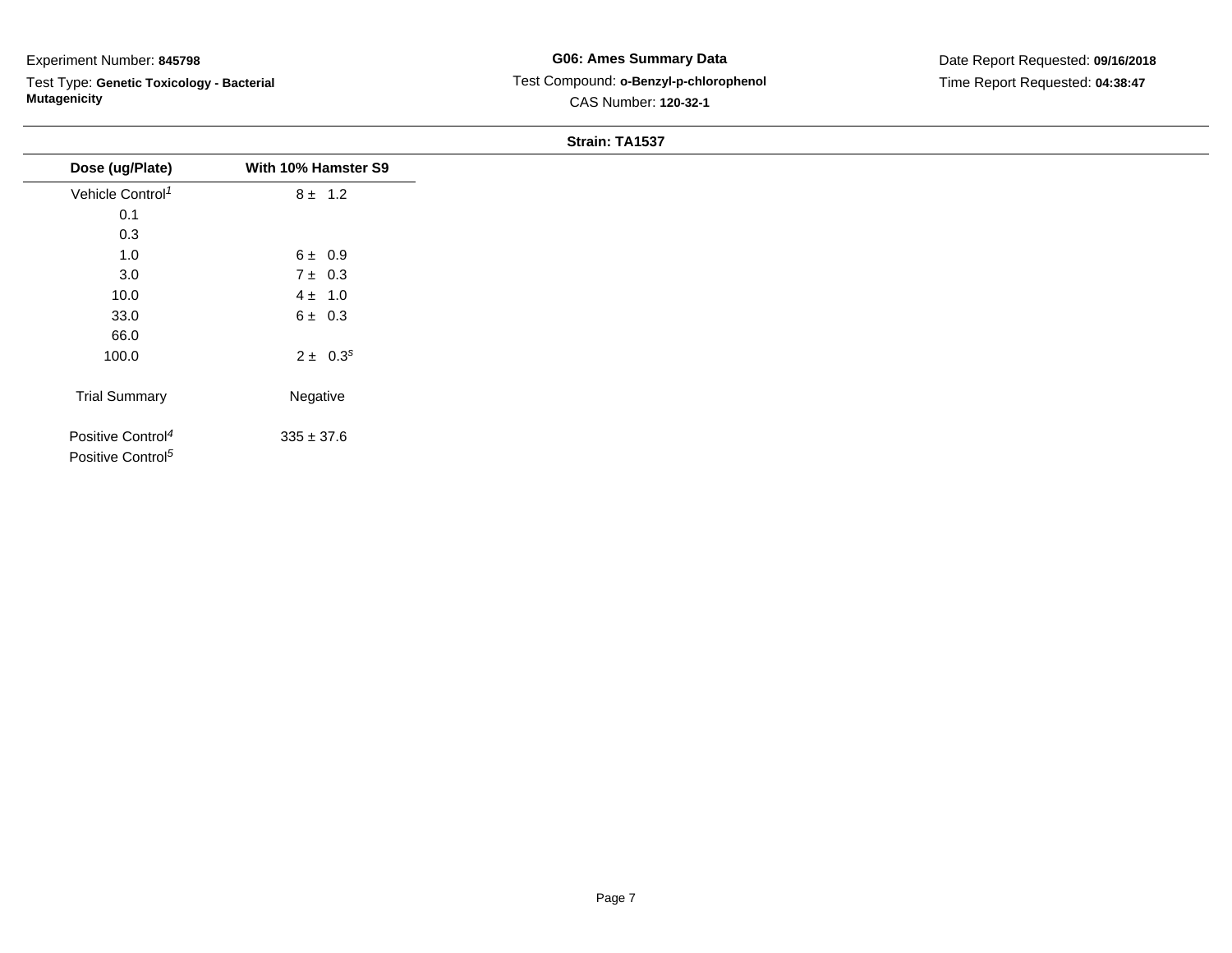Experiment Number: **845798**

Test Type: **Genetic Toxicology - Bacterial Mutagenicity**

**G06: Ames Summary Data**

Test Compound: **o-Benzyl-p-chlorophenol**

CAS Number: **120-32-1**

Date Report Requested: **09/16/2018**

Time Report Requested: **04:38:47**

**Strain: TA1537**

| Dose (ug/Plate) | With 10% Hamster S9 |
|---|---|
| Vehicle Control[1] | 8 ± 1.2 |
| 0.1 | |
| 0.3 | |
| 1.0 | 6 ± 0.9 |
| 3.0 | 7 ± 0.3 |
| 10.0 | 4 ± 1.0 |
| 33.0 | 6 ± 0.3 |
| 66.0 | |
| 100.0 | 2 ± 0.3[s] |
| Trial Summary | Negative |
| Positive Control[4] | 335 ± 37.6 |
| Positive Control[5] | |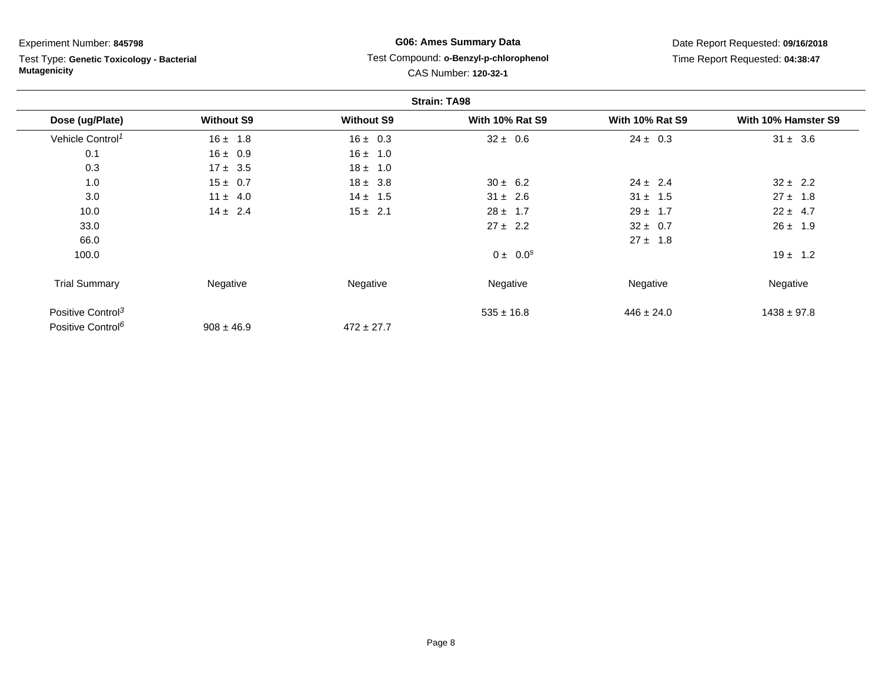Experiment Number: **845798**

Test Type: **Genetic Toxicology - Bacterial Mutagenicity**

**G06: Ames Summary Data**

Test Compound: **o-Benzyl-p-chlorophenol**

CAS Number: **120-32-1**

Date Report Requested: **09/16/2018**

Time Report Requested: **04:38:47**

**Strain: TA98**

| Dose (ug/Plate) | Without S9 | Without S9 | With 10% Rat S9 | With 10% Rat S9 | With 10% Hamster S9 |
|---|---|---|---|---|---|
| Vehicle Control[1] | 16 ± 1.8 | 16 ± 0.3 | 32 ± 0.6 | 24 ± 0.3 | 31 ± 3.6 |
| 0.1 | 16 ± 0.9 | 16 ± 1.0 | | | |
| 0.3 | 17 ± 3.5 | 18 ± 1.0 | | | |
| 1.0 | 15 ± 0.7 | 18 ± 3.8 | 30 ± 6.2 | 24 ± 2.4 | 32 ± 2.2 |
| 3.0 | 11 ± 4.0 | 14 ± 1.5 | 31 ± 2.6 | 31 ± 1.5 | 27 ± 1.8 |
| 10.0 | 14 ± 2.4 | 15 ± 2.1 | 28 ± 1.7 | 29 ± 1.7 | 22 ± 4.7 |
| 33.0 | | | 27 ± 2.2 | 32 ± 0.7 | 26 ± 1.9 |
| 66.0 | | | | 27 ± 1.8 | |
| 100.0 | | | 0 ± 0.0[s] | | 19 ± 1.2 |
| Trial Summary | Negative | Negative | Negative | Negative | Negative |
| Positive Control[3] | | | 535 ± 16.8 | 446 ± 24.0 | 1438 ± 97.8 |
| Positive Control[6] | 908 ± 46.9 | 472 ± 27.7 | | | |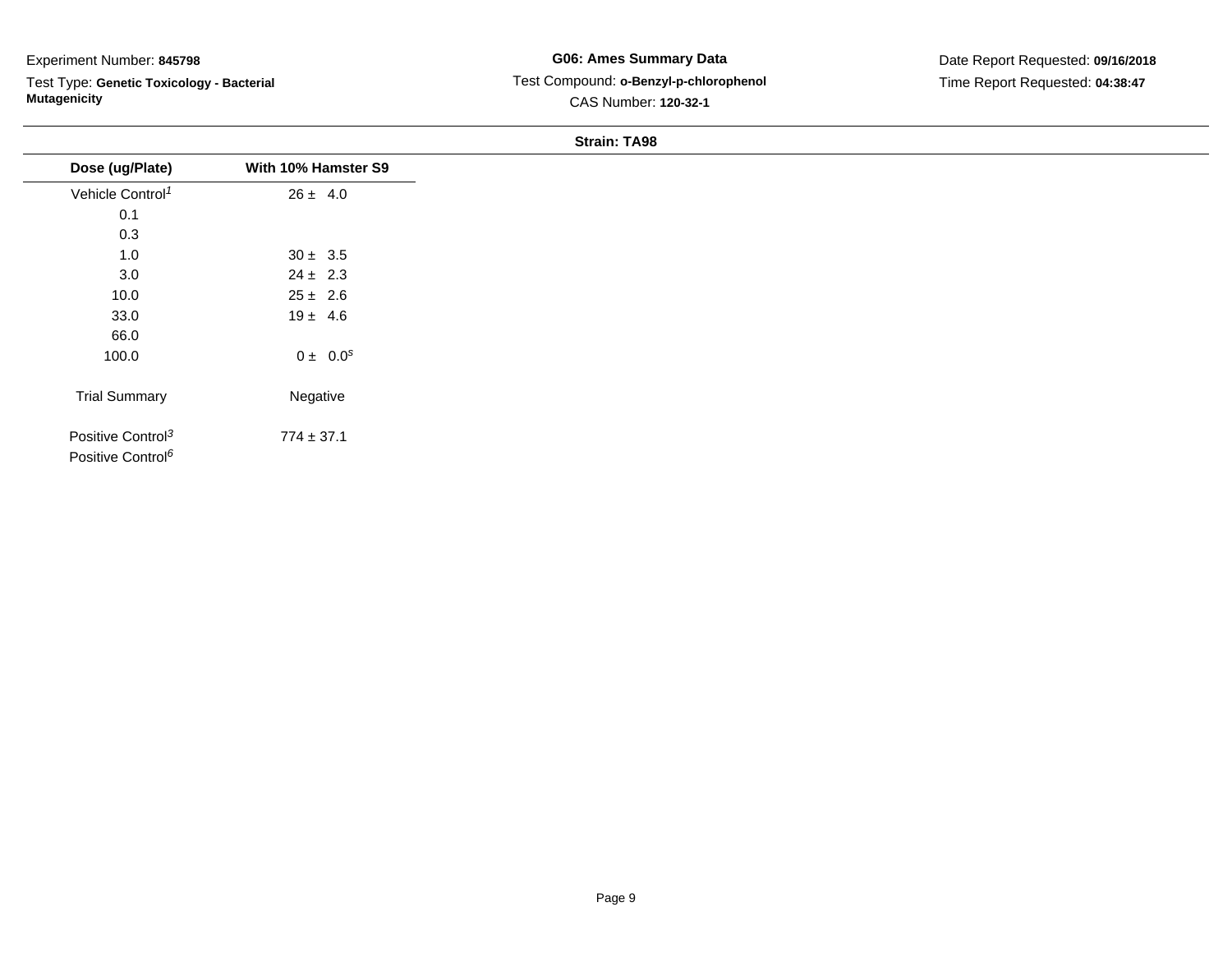Experiment Number: **845798**

Test Type: **Genetic Toxicology - Bacterial Mutagenicity**

**G06: Ames Summary Data**

Test Compound: **o-Benzyl-p-chlorophenol**

CAS Number: **120-32-1**

Date Report Requested: **09/16/2018**

Time Report Requested: **04:38:47**

**Strain: TA98**

| Dose (ug/Plate) | With 10% Hamster S9 |
|---|---|
| Vehicle Control[1] | 26 ± 4.0 |
| 0.1 | |
| 0.3 | |
| 1.0 | 30 ± 3.5 |
| 3.0 | 24 ± 2.3 |
| 10.0 | 25 ± 2.6 |
| 33.0 | 19 ± 4.6 |
| 66.0 | |
| 100.0 | 0 ± 0.0[s] |
| Trial Summary | Negative |
| Positive Control[3] | 774 ± 37.1 |
| Positive Control[6] | |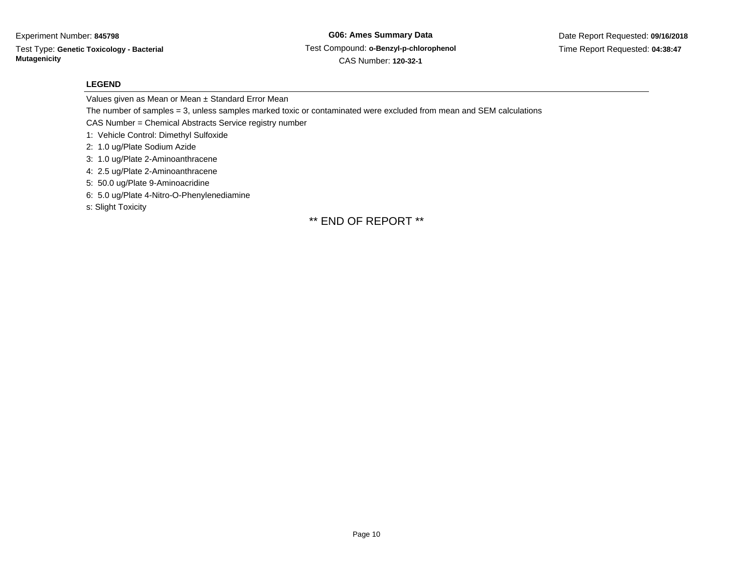Experiment Number: **845798**

Test Type: **Genetic Toxicology - Bacterial Mutagenicity**

**G06: Ames Summary Data**

Test Compound: **o-Benzyl-p-chlorophenol**

CAS Number: **120-32-1**

Date Report Requested: **09/16/2018**

Time Report Requested: **04:38:47**

**LEGEND**

Values given as Mean or Mean ± Standard Error Mean

The number of samples = 3, unless samples marked toxic or contaminated were excluded from mean and SEM calculations

CAS Number = Chemical Abstracts Service registry number

1: Vehicle Control: Dimethyl Sulfoxide

2: 1.0 ug/Plate Sodium Azide

3: 1.0 ug/Plate 2-Aminoanthracene

4: 2.5 ug/Plate 2-Aminoanthracene

5: 50.0 ug/Plate 9-Aminoacridine

6: 5.0 ug/Plate 4-Nitro-O-Phenylenediamine

s: Slight Toxicity

** END OF REPORT **